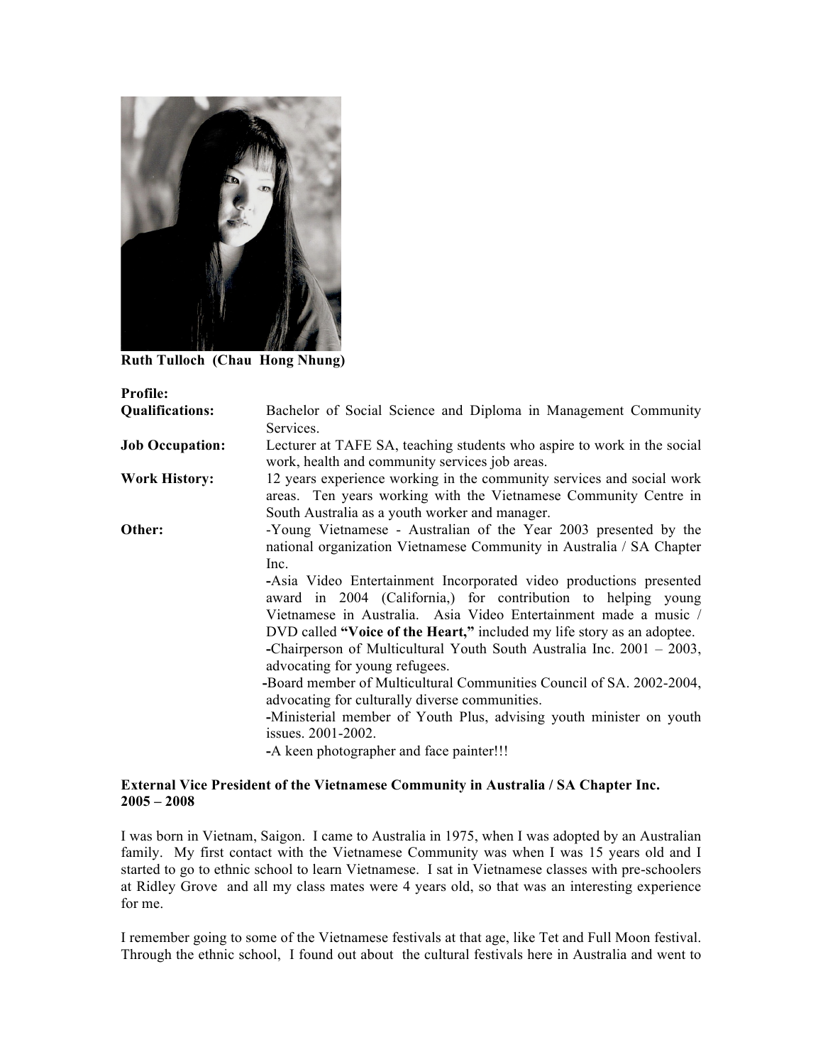**Ruth Tulloch (Chau Hong Nhung)**

**Profile:**

**Qualifications:** Bachelor of Social Science and Diploma in Management Community Services.

**Job Occupation:** Lecturer at TAFE SA, teaching students who aspire to work in the social work, health and community services job areas.

**Work History:** 12 years experience working in the community services and social work areas. Ten years working with the Vietnamese Community Centre in South Australia as a youth worker and manager.

**Other:**

-Young Vietnamese - Australian of the Year 2003 presented by the national organization Vietnamese Community in Australia / SA Chapter Inc.

-Asia Video Entertainment Incorporated video productions presented award in 2004 (California,) for contribution to helping young Vietnamese in Australia. Asia Video Entertainment made a music / DVD called **"Voice of the Heart,"** included my life story as an adoptee.

-Chairperson of Multicultural Youth South Australia Inc. 2001 – 2003, advocating for young refugees.

-Board member of Multicultural Communities Council of SA. 2002-2004, advocating for culturally diverse communities.

-Ministerial member of Youth Plus, advising youth minister on youth issues. 2001-2002.

-A keen photographer and face painter!!!

**External Vice President of the Vietnamese Community in Australia / SA Chapter Inc. 2005 – 2008**

I was born in Vietnam, Saigon. I came to Australia in 1975, when I was adopted by an Australian family. My first contact with the Vietnamese Community was when I was 15 years old and I started to go to ethnic school to learn Vietnamese. I sat in Vietnamese classes with pre-schoolers at Ridley Grove and all my class mates were 4 years old, so that was an interesting experience for me.

I remember going to some of the Vietnamese festivals at that age, like Tet and Full Moon festival. Through the ethnic school, I found out about the cultural festivals here in Australia and went to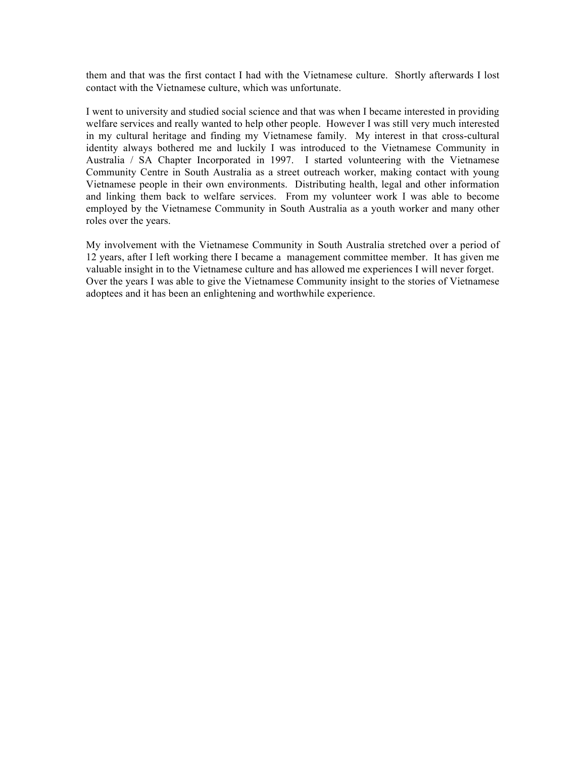them and that was the first contact I had with the Vietnamese culture. Shortly afterwards I lost contact with the Vietnamese culture, which was unfortunate.

I went to university and studied social science and that was when I became interested in providing welfare services and really wanted to help other people. However I was still very much interested in my cultural heritage and finding my Vietnamese family. My interest in that cross-cultural identity always bothered me and luckily I was introduced to the Vietnamese Community in Australia / SA Chapter Incorporated in 1997. I started volunteering with the Vietnamese Community Centre in South Australia as a street outreach worker, making contact with young Vietnamese people in their own environments. Distributing health, legal and other information and linking them back to welfare services. From my volunteer work I was able to become employed by the Vietnamese Community in South Australia as a youth worker and many other roles over the years.

My involvement with the Vietnamese Community in South Australia stretched over a period of 12 years, after I left working there I became a management committee member. It has given me valuable insight in to the Vietnamese culture and has allowed me experiences I will never forget. Over the years I was able to give the Vietnamese Community insight to the stories of Vietnamese adoptees and it has been an enlightening and worthwhile experience.